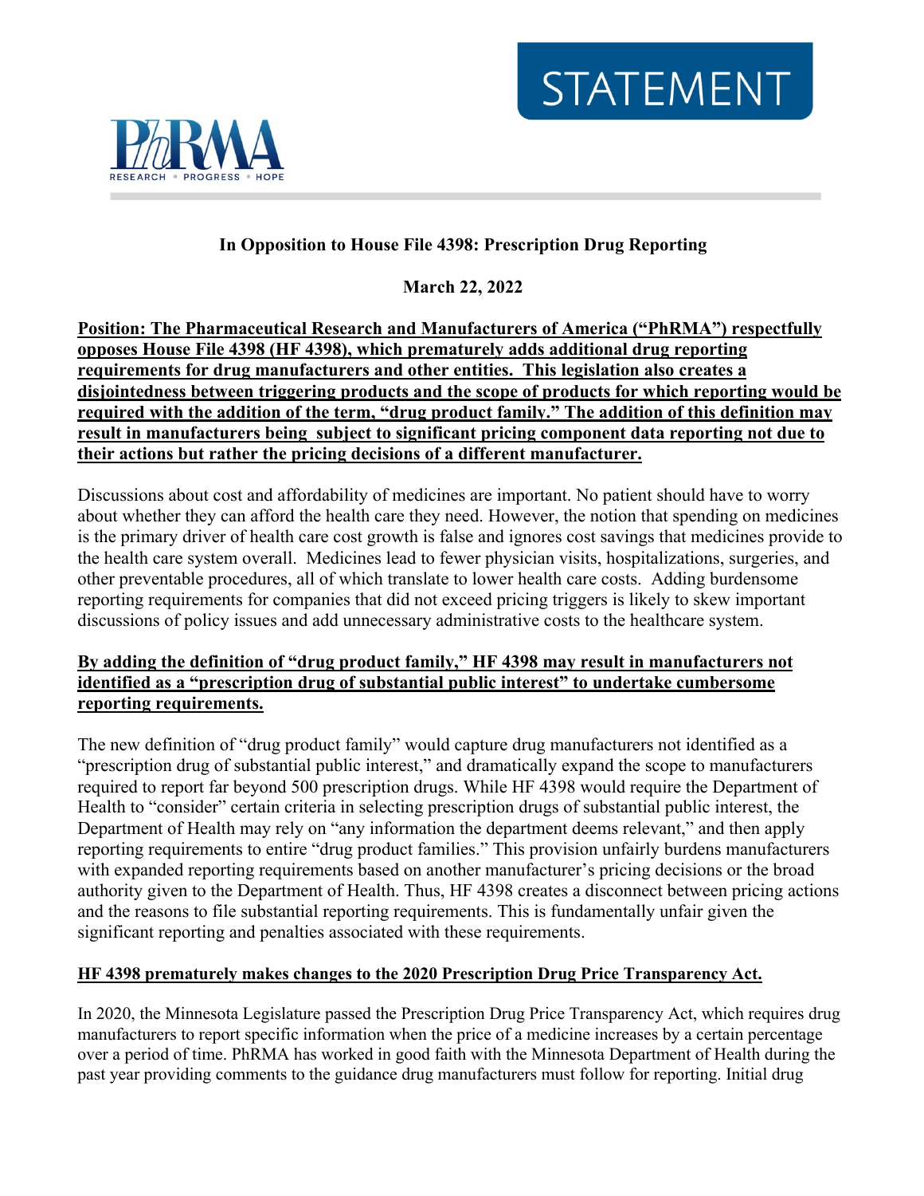STATEMENT

PhRMA

RESEARCH • PROGRESS • HOPE

**In Opposition to House File 4398: Prescription Drug Reporting**

**March 22, 2022**

**Position: The Pharmaceutical Research and Manufacturers of America ("PhRMA") respectfully opposes House File 4398 (HF 4398), which prematurely adds additional drug reporting requirements for drug manufacturers and other entities. This legislation also creates a disjointedness between triggering products and the scope of products for which reporting would be required with the addition of the term, "drug product family." The addition of this definition may result in manufacturers being subject to significant pricing component data reporting not due to their actions but rather the pricing decisions of a different manufacturer.**

Discussions about cost and affordability of medicines are important. No patient should have to worry about whether they can afford the health care they need. However, the notion that spending on medicines is the primary driver of health care cost growth is false and ignores cost savings that medicines provide to the health care system overall. Medicines lead to fewer physician visits, hospitalizations, surgeries, and other preventable procedures, all of which translate to lower health care costs. Adding burdensome reporting requirements for companies that did not exceed pricing triggers is likely to skew important discussions of policy issues and add unnecessary administrative costs to the healthcare system.

**By adding the definition of "drug product family," HF 4398 may result in manufacturers not identified as a "prescription drug of substantial public interest" to undertake cumbersome reporting requirements.**

The new definition of "drug product family" would capture drug manufacturers not identified as a "prescription drug of substantial public interest," and dramatically expand the scope to manufacturers required to report far beyond 500 prescription drugs. While HF 4398 would require the Department of Health to "consider" certain criteria in selecting prescription drugs of substantial public interest, the Department of Health may rely on "any information the department deems relevant," and then apply reporting requirements to entire "drug product families." This provision unfairly burdens manufacturers with expanded reporting requirements based on another manufacturer's pricing decisions or the broad authority given to the Department of Health. Thus, HF 4398 creates a disconnect between pricing actions and the reasons to file substantial reporting requirements. This is fundamentally unfair given the significant reporting and penalties associated with these requirements.

**HF 4398 prematurely makes changes to the 2020 Prescription Drug Price Transparency Act.**

In 2020, the Minnesota Legislature passed the Prescription Drug Price Transparency Act, which requires drug manufacturers to report specific information when the price of a medicine increases by a certain percentage over a period of time. PhRMA has worked in good faith with the Minnesota Department of Health during the past year providing comments to the guidance drug manufacturers must follow for reporting. Initial drug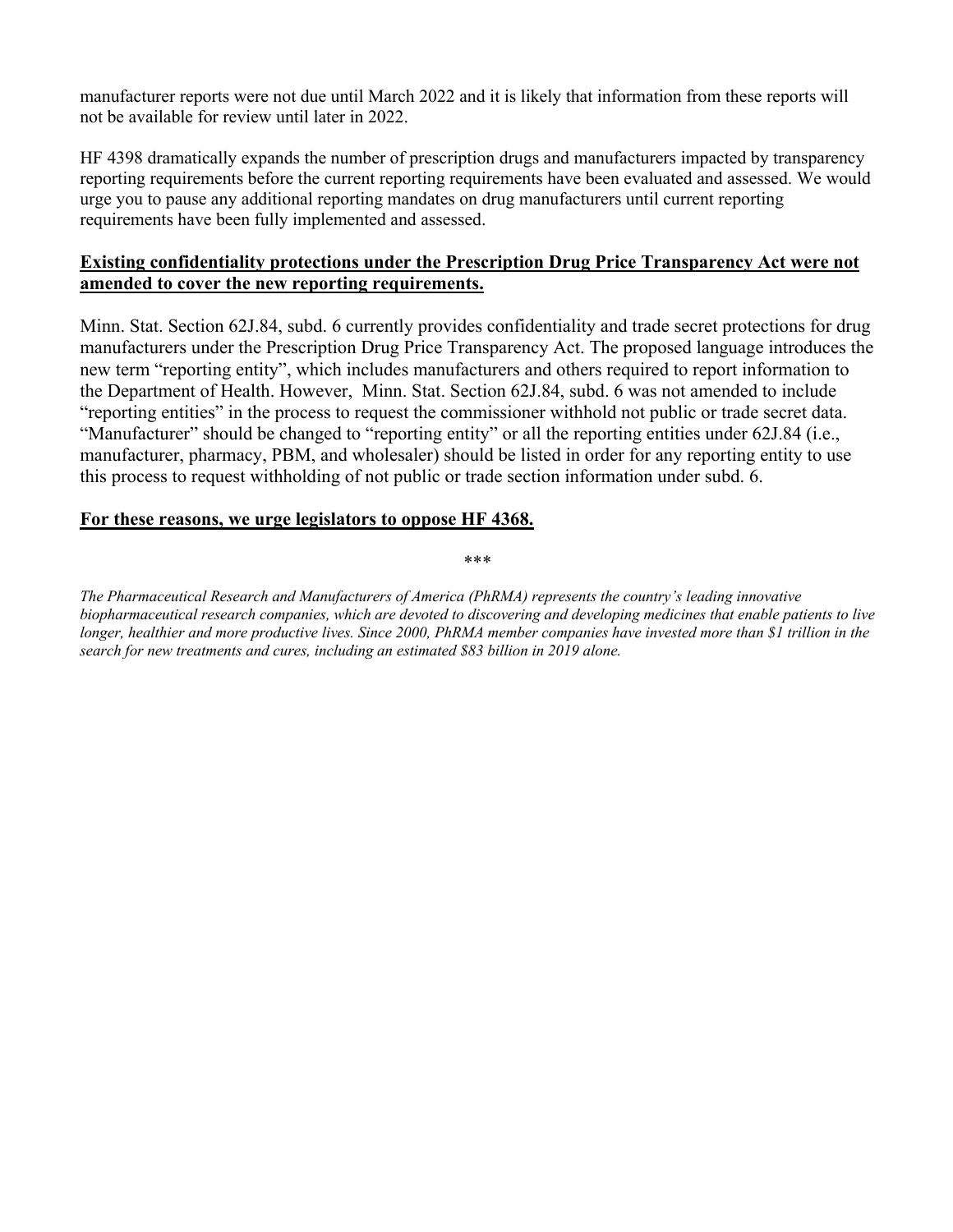manufacturer reports were not due until March 2022 and it is likely that information from these reports will not be available for review until later in 2022.

HF 4398 dramatically expands the number of prescription drugs and manufacturers impacted by transparency reporting requirements before the current reporting requirements have been evaluated and assessed. We would urge you to pause any additional reporting mandates on drug manufacturers until current reporting requirements have been fully implemented and assessed.

**Existing confidentiality protections under the Prescription Drug Price Transparency Act were not amended to cover the new reporting requirements.**

Minn. Stat. Section 62J.84, subd. 6 currently provides confidentiality and trade secret protections for drug manufacturers under the Prescription Drug Price Transparency Act. The proposed language introduces the new term "reporting entity", which includes manufacturers and others required to report information to the Department of Health. However, Minn. Stat. Section 62J.84, subd. 6 was not amended to include "reporting entities" in the process to request the commissioner withhold not public or trade secret data. "Manufacturer" should be changed to "reporting entity" or all the reporting entities under 62J.84 (i.e., manufacturer, pharmacy, PBM, and wholesaler) should be listed in order for any reporting entity to use this process to request withholding of not public or trade section information under subd. 6.

**For these reasons, we urge legislators to oppose HF 4368.**

\*\*\*

*The Pharmaceutical Research and Manufacturers of America (PhRMA) represents the country's leading innovative biopharmaceutical research companies, which are devoted to discovering and developing medicines that enable patients to live longer, healthier and more productive lives. Since 2000, PhRMA member companies have invested more than $1 trillion in the search for new treatments and cures, including an estimated $83 billion in 2019 alone.*